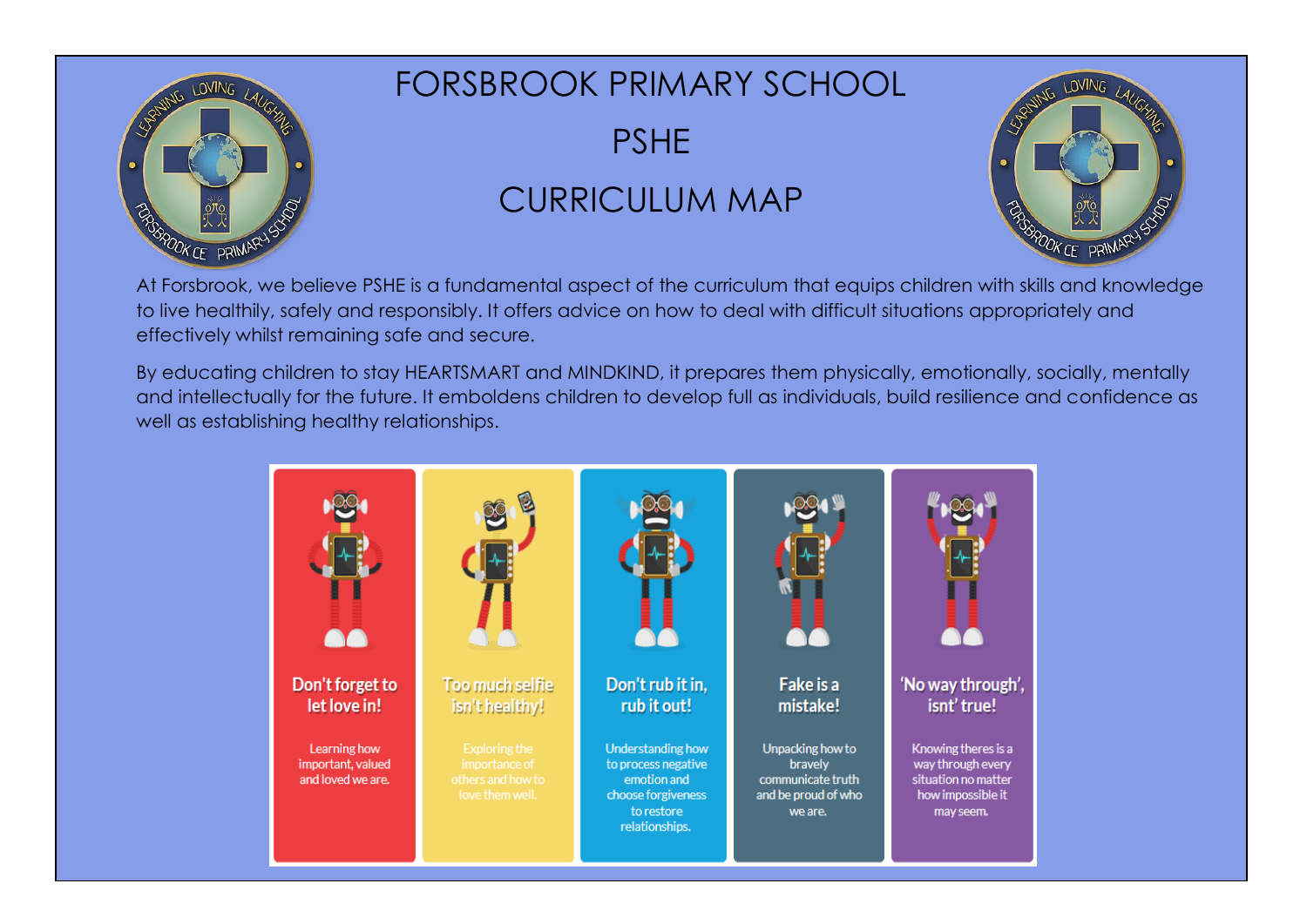# FORSBROOK PRIMARY SCHOOL

# PSHE

# CURRICULUM MAP

At Forsbrook, we believe PSHE is a fundamental aspect of the curriculum that equips children with skills and knowledge to live healthily, safely and responsibly. It offers advice on how to deal with difficult situations appropriately and effectively whilst remaining safe and secure.

By educating children to stay HEARTSMART and MINDKIND, it prepares them physically, emotionally, socially, mentally and intellectually for the future. It emboldens children to develop full as individuals, build resilience and confidence as well as establishing healthy relationships.

**Don't forget to let love in!**

Learning how important, valued and loved we are.

**Too much selfie isn't healthy!**

Exploring the importance of others and how to love them well.

**Don't rub it in, rub it out!**

Understanding how to process negative emotion and choose forgiveness to restore relationships.

**Fake is a mistake!**

Unpacking how to bravely communicate truth and be proud of who we are.

**'No way through', isnt' true!**

Knowing theres is a way through every situation no matter how impossible it may seem.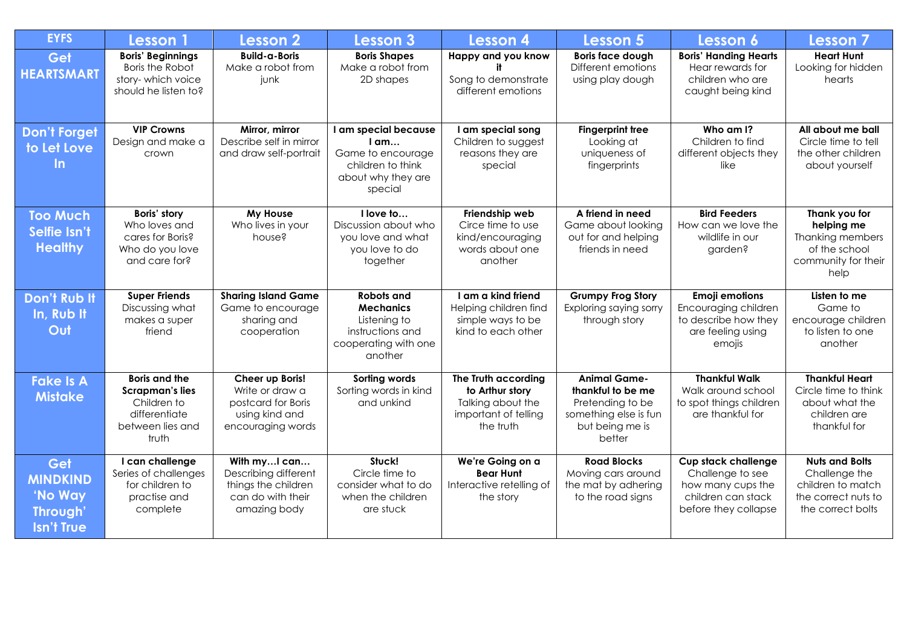| EYFS | Lesson 1 | Lesson 2 | Lesson 3 | Lesson 4 | Lesson 5 | Lesson 6 | Lesson 7 |
|---|---|---|---|---|---|---|---|
| **Get HEARTSMART** | **Boris' Beginnings** Boris the Robot story- which voice should he listen to? | **Build-a-Boris** Make a robot from junk | **Boris Shapes** Make a robot from 2D shapes | **Happy and you know it** Song to demonstrate different emotions | **Boris face dough** Different emotions using play dough | **Boris' Handing Hearts** Hear rewards for children who are caught being kind | **Heart Hunt** Looking for hidden hearts |
| **Don't Forget to Let Love In** | **VIP Crowns** Design and make a crown | **Mirror, mirror** Describe self in mirror and draw self-portrait | **I am special because I am…** Game to encourage children to think about why they are special | **I am special song** Children to suggest reasons they are special | **Fingerprint tree** Looking at uniqueness of fingerprints | **Who am I?** Children to find different objects they like | **All about me ball** Circle time to tell the other children about yourself |
| **Too Much Selfie Isn't Healthy** | **Boris' story** Who loves and cares for Boris? Who do you love and care for? | **My House** Who lives in your house? | **I love to…** Discussion about who you love and what you love to do together | **Friendship web** Circe time to use kind/encouraging words about one another | **A friend in need** Game about looking out for and helping friends in need | **Bird Feeders** How can we love the wildlife in our garden? | **Thank you for helping me** Thanking members of the school community for their help |
| **Don't Rub It In, Rub It Out** | **Super Friends** Discussing what makes a super friend | **Sharing Island Game** Game to encourage sharing and cooperation | **Robots and Mechanics** Listening to instructions and cooperating with one another | **I am a kind friend** Helping children find simple ways to be kind to each other | **Grumpy Frog Story** Exploring saying sorry through story | **Emoji emotions** Encouraging children to describe how they are feeling using emojis | **Listen to me** Game to encourage children to listen to one another |
| **Fake Is A Mistake** | **Boris and the Scrapman's lies** Children to differentiate between lies and truth | **Cheer up Boris!** Write or draw a postcard for Boris using kind and encouraging words | **Sorting words** Sorting words in kind and unkind | **The Truth according to Arthur story** Talking about the important of telling the truth | **Animal Game-thankful to be me** Pretending to be something else is fun but being me is better | **Thankful Walk** Walk around school to spot things children are thankful for | **Thankful Heart** Circle time to think about what the children are thankful for |
| **Get MINDKIND 'No Way Through' Isn't True** | **I can challenge** Series of challenges for children to practise and complete | **With my…I can…** Describing different things the children can do with their amazing body | **Stuck!** Circle time to consider what to do when the children are stuck | **We're Going on a Bear Hunt** Interactive retelling of the story | **Road Blocks** Moving cars around the mat by adhering to the road signs | **Cup stack challenge** Challenge to see how many cups the children can stack before they collapse | **Nuts and Bolts** Challenge the children to match the correct nuts to the correct bolts |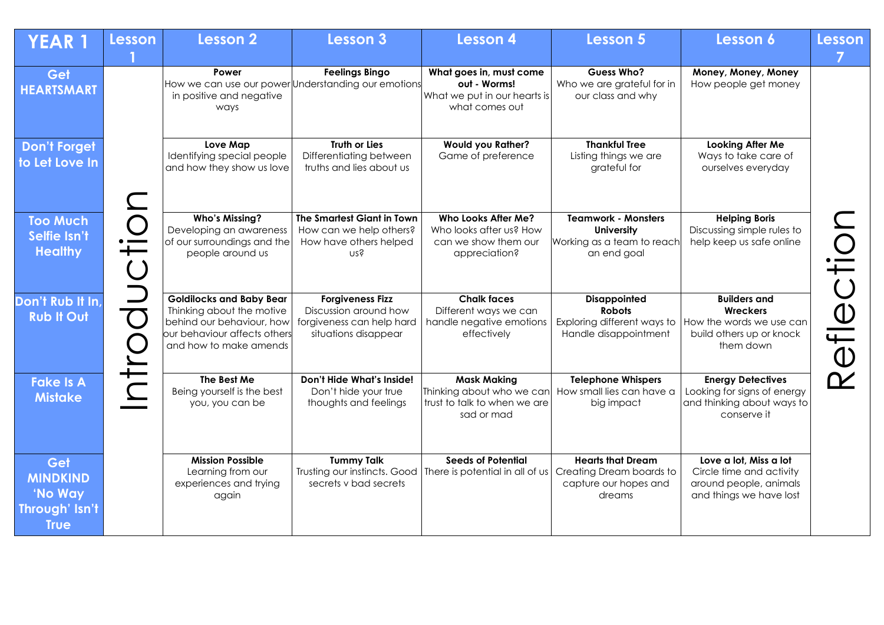| YEAR 1 | Lesson 1 | Lesson 2 | Lesson 3 | Lesson 4 | Lesson 5 | Lesson 6 | Lesson 7 |
|---|---|---|---|---|---|---|---|
| **Get HEARTSMART** | Introduction | **Power** How we can use our power in positive and negative ways | **Feelings Bingo** Understanding our emotions | **What goes in, must come out - Worms!** What we put in our hearts is what comes out | **Guess Who?** Who we are grateful for in our class and why | **Money, Money, Money** How people get money | Reflection |
| **Don't Forget to Let Love In** | | **Love Map** Identifying special people and how they show us love | **Truth or Lies** Differentiating between truths and lies about us | **Would you Rather?** Game of preference | **Thankful Tree** Listing things we are grateful for | **Looking After Me** Ways to take care of ourselves everyday | |
| **Too Much Selfie Isn't Healthy** | | **Who's Missing?** Developing an awareness of our surroundings and the people around us | **The Smartest Giant in Town** How can we help others? How have others helped us? | **Who Looks After Me?** Who looks after us? How can we show them our appreciation? | **Teamwork - Monsters University** Working as a team to reach an end goal | **Helping Boris** Discussing simple rules to help keep us safe online | |
| **Don't Rub It In, Rub It Out** | | **Goldilocks and Baby Bear** Thinking about the motive behind our behaviour, how our behaviour affects others and how to make amends | **Forgiveness Fizz** Discussion around how forgiveness can help hard situations disappear | **Chalk faces** Different ways we can handle negative emotions effectively | **Disappointed Robots** Exploring different ways to Handle disappointment | **Builders and Wreckers** How the words we use can build others up or knock them down | |
| **Fake Is A Mistake** | | **The Best Me** Being yourself is the best you, you can be | **Don't Hide What's Inside!** Don't hide your true thoughts and feelings | **Mask Making** Thinking about who we can trust to talk to when we are sad or mad | **Telephone Whispers** How small lies can have a big impact | **Energy Detectives** Looking for signs of energy and thinking about ways to conserve it | |
| **Get MINDKIND 'No Way Through' Isn't True** | | **Mission Possible** Learning from our experiences and trying again | **Tummy Talk** Trusting our instincts. Good secrets v bad secrets | **Seeds of Potential** There is potential in all of us | **Hearts that Dream** Creating Dream boards to capture our hopes and dreams | **Love a lot, Miss a lot** Circle time and activity around people, animals and things we have lost | |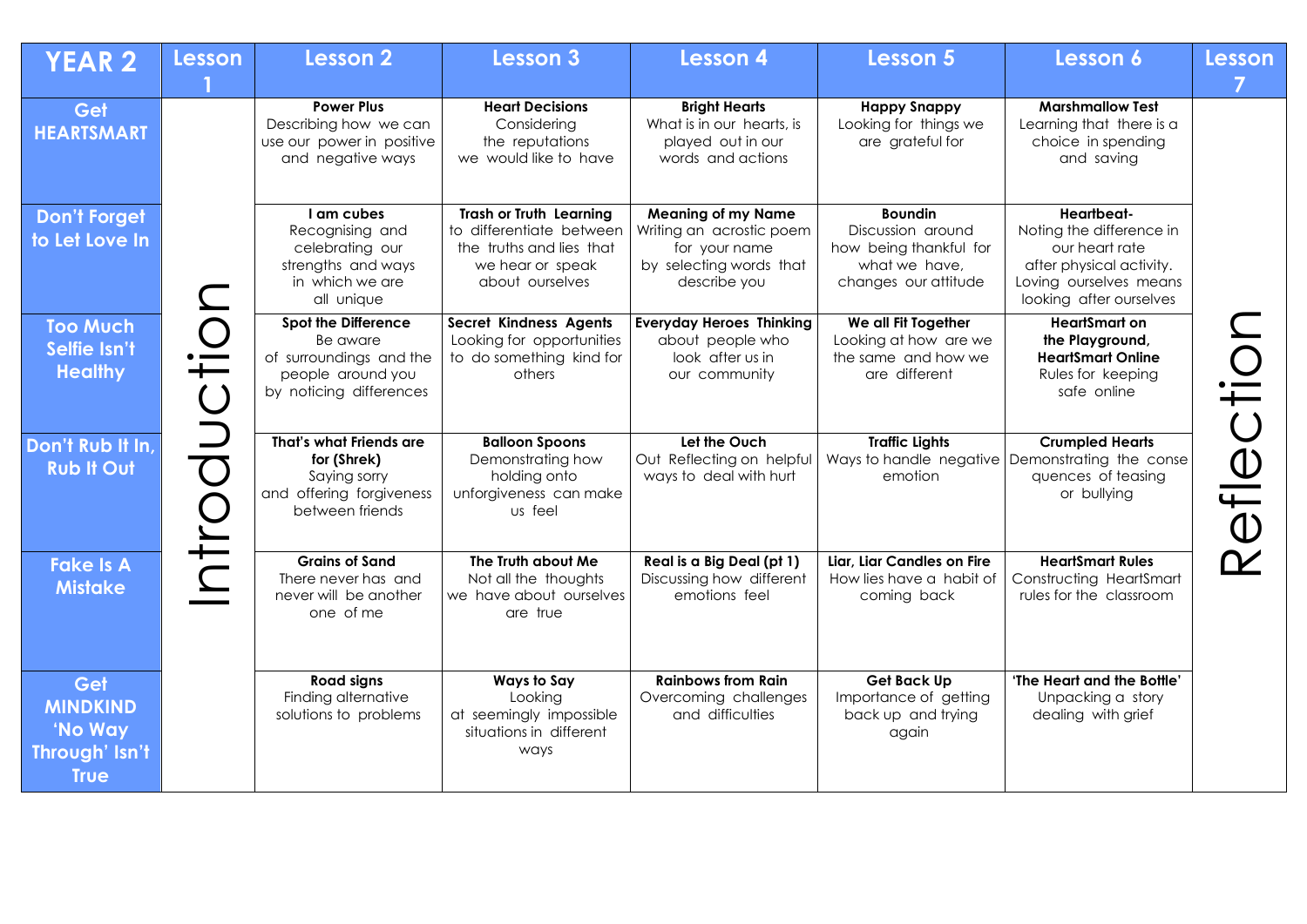| YEAR 2 | Lesson 1 | Lesson 2 | Lesson 3 | Lesson 4 | Lesson 5 | Lesson 6 | Lesson 7 |
|---|---|---|---|---|---|---|---|
| **Get HEARTSMART** | Introduction | **Power Plus** Describing how we can use our power in positive and negative ways | **Heart Decisions** Considering the reputations we would like to have | **Bright Hearts** What is in our hearts, is played out in our words and actions | **Happy Snappy** Looking for things we are grateful for | **Marshmallow Test** Learning that there is a choice in spending and saving | Reflection |
| **Don't Forget to Let Love In** | | **I am cubes** Recognising and celebrating our strengths and ways in which we are all unique | **Trash or Truth Learning** to differentiate between the truths and lies that we hear or speak about ourselves | **Meaning of my Name** Writing an acrostic poem for your name by selecting words that describe you | **Boundin** Discussion around how being thankful for what we have, changes our attitude | **Heartbeat-** Noting the difference in our heart rate after physical activity. Loving ourselves means looking after ourselves | |
| **Too Much Selfie Isn't Healthy** | | **Spot the Difference** Be aware of surroundings and the people around you by noticing differences | **Secret Kindness Agents** Looking for opportunities to do something kind for others | **Everyday Heroes Thinking** about people who look after us in our community | **We all Fit Together** Looking at how are we the same and how we are different | **HeartSmart on the Playground, HeartSmart Online** Rules for keeping safe online | |
| **Don't Rub It In, Rub It Out** | | **That's what Friends are for (Shrek)** Saying sorry and offering forgiveness between friends | **Balloon Spoons** Demonstrating how holding onto unforgiveness can make us feel | **Let the Ouch** Out Reflecting on helpful ways to deal with hurt | **Traffic Lights** Ways to handle negative emotion | **Crumpled Hearts** Demonstrating the conse quences of teasing or bullying | |
| **Fake Is A Mistake** | | **Grains of Sand** There never has and never will be another one of me | **The Truth about Me** Not all the thoughts we have about ourselves are true | **Real is a Big Deal (pt 1)** Discussing how different emotions feel | **Liar, Liar Candles on Fire** How lies have a habit of coming back | **HeartSmart Rules** Constructing HeartSmart rules for the classroom | |
| **Get MINDKIND 'No Way Through' Isn't True** | | **Road signs** Finding alternative solutions to problems | **Ways to Say** Looking at seemingly impossible situations in different ways | **Rainbows from Rain** Overcoming challenges and difficulties | **Get Back Up** Importance of getting back up and trying again | **'The Heart and the Bottle'** Unpacking a story dealing with grief | |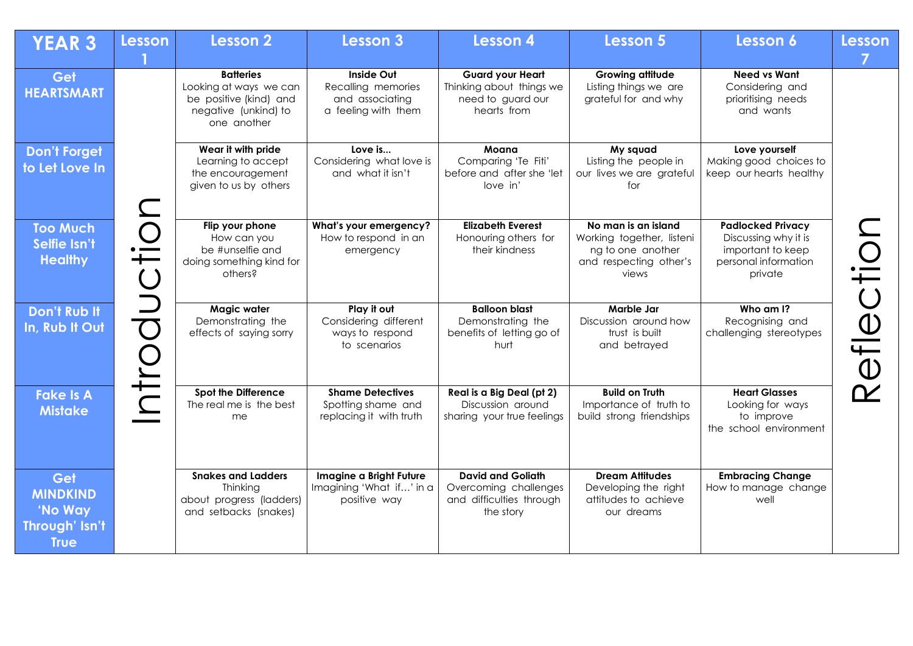| YEAR 3 | Lesson 1 | Lesson 2 | Lesson 3 | Lesson 4 | Lesson 5 | Lesson 6 | Lesson 7 |
|---|---|---|---|---|---|---|---|
| **Get HEARTSMART** | Introduction | **Batteries** Looking at ways we can be positive (kind) and negative (unkind) to one another | **Inside Out** Recalling memories and associating a feeling with them | **Guard your Heart** Thinking about things we need to guard our hearts from | **Growing attitude** Listing things we are grateful for and why | **Need vs Want** Considering and prioritising needs and wants | Reflection |
| **Don't Forget to Let Love In** | | **Wear it with pride** Learning to accept the encouragement given to us by others | **Love is...** Considering what love is and what it isn't | **Moana** Comparing 'Te Fiti' before and after she 'let love in' | **My squad** Listing the people in our lives we are grateful for | **Love yourself** Making good choices to keep our hearts healthy | |
| **Too Much Selfie Isn't Healthy** | | **Flip your phone** How can you be #unselfie and doing something kind for others? | **What's your emergency?** How to respond in an emergency | **Elizabeth Everest** Honouring others for their kindness | **No man is an island** Working together, listeni ng to one another and respecting other's views | **Padlocked Privacy** Discussing why it is important to keep personal information private | |
| **Don't Rub It In, Rub It Out** | | **Magic water** Demonstrating the effects of saying sorry | **Play it out** Considering different ways to respond to scenarios | **Balloon blast** Demonstrating the benefits of letting go of hurt | **Marble Jar** Discussion around how trust is built and betrayed | **Who am I?** Recognising and challenging stereotypes | |
| **Fake Is A Mistake** | | **Spot the Difference** The real me is the best me | **Shame Detectives** Spotting shame and replacing it with truth | **Real is a Big Deal (pt 2)** Discussion around sharing your true feelings | **Build on Truth** Importance of truth to build strong friendships | **Heart Glasses** Looking for ways to improve the school environment | |
| **Get MINDKIND 'No Way Through' Isn't True** | | **Snakes and Ladders** Thinking about progress (ladders) and setbacks (snakes) | **Imagine a Bright Future** Imagining 'What if…' in a positive way | **David and Goliath** Overcoming challenges and difficulties through the story | **Dream Attitudes** Developing the right attitudes to achieve our dreams | **Embracing Change** How to manage change well | |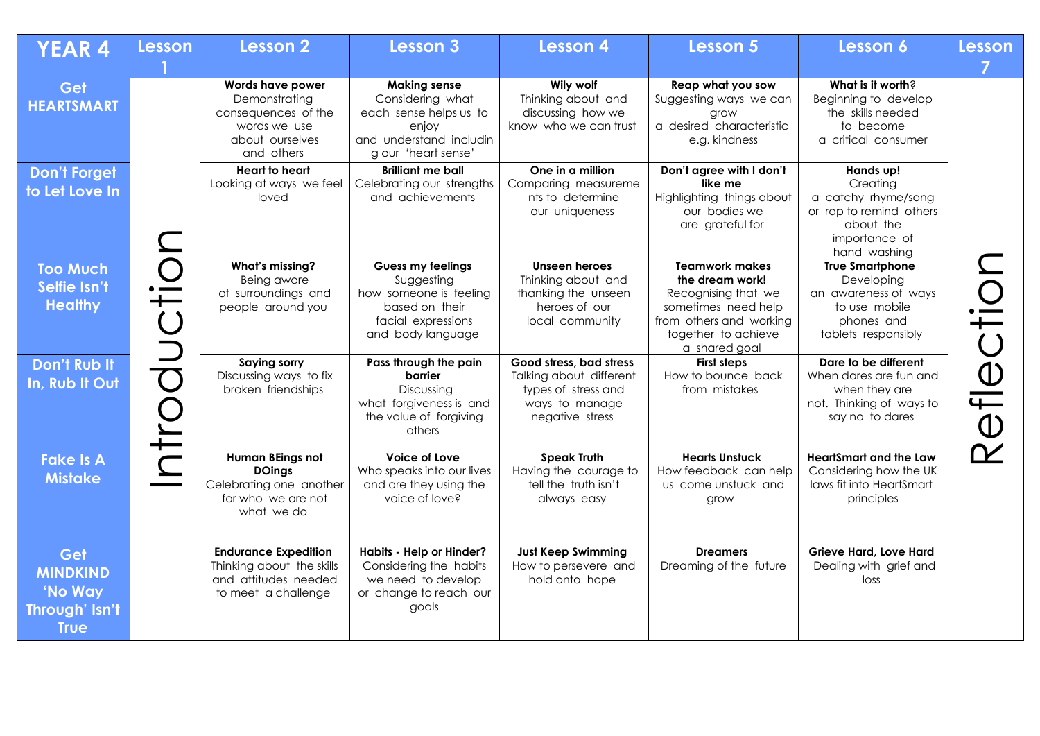| YEAR 4 | Lesson 1 | Lesson 2 | Lesson 3 | Lesson 4 | Lesson 5 | Lesson 6 | Lesson 7 |
|---|---|---|---|---|---|---|---|
| Get HEARTSMART | Introduction | **Words have power** Demonstrating consequences of the words we use about ourselves and others | **Making sense** Considering what each sense helps us to enjoy and understand including our 'heart sense' | **Wily wolf** Thinking about and discussing how we know who we can trust | **Reap what you sow** Suggesting ways we can grow a desired characteristic e.g. kindness | **What is it worth?** Beginning to develop the skills needed to become a critical consumer | Reflection |
| Don't Forget to Let Love In | | **Heart to heart** Looking at ways we feel loved | **Brilliant me ball** Celebrating our strengths and achievements | **One in a million** Comparing measurements to determine our uniqueness | **Don't agree with I don't like me** Highlighting things about our bodies we are grateful for | **Hands up!** Creating a catchy rhyme/song or rap to remind others about the importance of hand washing | |
| Too Much Selfie Isn't Healthy | | **What's missing?** Being aware of surroundings and people around you | **Guess my feelings** Suggesting how someone is feeling based on their facial expressions and body language | **Unseen heroes** Thinking about and thanking the unseen heroes of our local community | **Teamwork makes the dream work!** Recognising that we sometimes need help from others and working together to achieve a shared goal | **True Smartphone** Developing an awareness of ways to use mobile phones and tablets responsibly | |
| Don't Rub It In, Rub It Out | | **Saying sorry** Discussing ways to fix broken friendships | **Pass through the pain barrier** Discussing what forgiveness is and the value of forgiving others | **Good stress, bad stress** Talking about different types of stress and ways to manage negative stress | **First steps** How to bounce back from mistakes | **Dare to be different** When dares are fun and when they are not. Thinking of ways to say no to dares | |
| Fake Is A Mistake | | **Human BEings not DOings** Celebrating one another for who we are not what we do | **Voice of Love** Who speaks into our lives and are they using the voice of love? | **Speak Truth** Having the courage to tell the truth isn't always easy | **Hearts Unstuck** How feedback can help us come unstuck and grow | **HeartSmart and the Law** Considering how the UK laws fit into HeartSmart principles | |
| Get MINDKIND 'No Way Through' Isn't True | | **Endurance Expedition** Thinking about the skills and attitudes needed to meet a challenge | **Habits - Help or Hinder?** Considering the habits we need to develop or change to reach our goals | **Just Keep Swimming** How to persevere and hold onto hope | **Dreamers** Dreaming of the future | **Grieve Hard, Love Hard** Dealing with grief and loss | |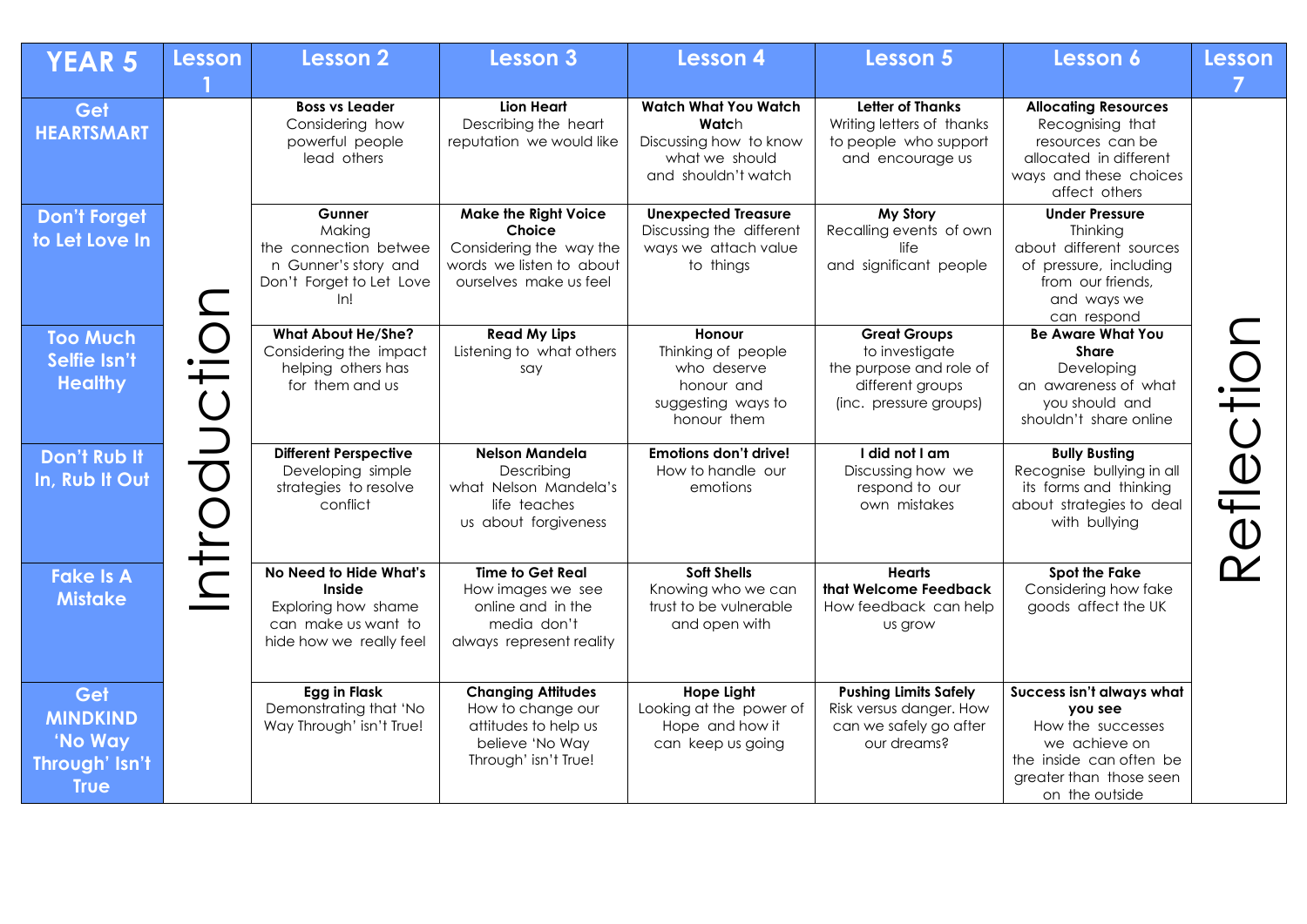| YEAR 5 | Lesson 1 | Lesson 2 | Lesson 3 | Lesson 4 | Lesson 5 | Lesson 6 | Lesson 7 |
|---|---|---|---|---|---|---|---|
| **Get HEARTSMART** | Introduction | **Boss vs Leader** Considering how powerful people lead others | **Lion Heart** Describing the heart reputation we would like | **Watch What You Watch Watch** Discussing how to know what we should and shouldn't watch | **Letter of Thanks** Writing letters of thanks to people who support and encourage us | **Allocating Resources** Recognising that resources can be allocated in different ways and these choices affect others | Reflection |
| **Don't Forget to Let Love In** | | **Gunner** Making the connection between Gunner's story and Don't Forget to Let Love In! | **Make the Right Voice Choice** Considering the way the words we listen to about ourselves make us feel | **Unexpected Treasure** Discussing the different ways we attach value to things | **My Story** Recalling events of own life and significant people | **Under Pressure** Thinking about different sources of pressure, including from our friends, and ways we can respond | |
| **Too Much Selfie Isn't Healthy** | | **What About He/She?** Considering the impact helping others has for them and us | **Read My Lips** Listening to what others say | **Honour** Thinking of people who deserve honour and suggesting ways to honour them | **Great Groups** to investigate the purpose and role of different groups (inc. pressure groups) | **Be Aware What You Share** Developing an awareness of what you should and shouldn't share online | |
| **Don't Rub It In, Rub It Out** | | **Different Perspective** Developing simple strategies to resolve conflict | **Nelson Mandela** Describing what Nelson Mandela's life teaches us about forgiveness | **Emotions don't drive!** How to handle our emotions | **I did not I am** Discussing how we respond to our own mistakes | **Bully Busting** Recognise bullying in all its forms and thinking about strategies to deal with bullying | |
| **Fake Is A Mistake** | | **No Need to Hide What's Inside** Exploring how shame can make us want to hide how we really feel | **Time to Get Real** How images we see online and in the media don't always represent reality | **Soft Shells** Knowing who we can trust to be vulnerable and open with | **Hearts that Welcome Feedback** How feedback can help us grow | **Spot the Fake** Considering how fake goods affect the UK | |
| **Get MINDKIND 'No Way Through' Isn't True** | | **Egg in Flask** Demonstrating that 'No Way Through' isn't True! | **Changing Attitudes** How to change our attitudes to help us believe 'No Way Through' isn't True! | **Hope Light** Looking at the power of Hope and how it can keep us going | **Pushing Limits Safely** Risk versus danger. How can we safely go after our dreams? | **Success isn't always what you see** How the successes we achieve on the inside can often be greater than those seen on the outside | |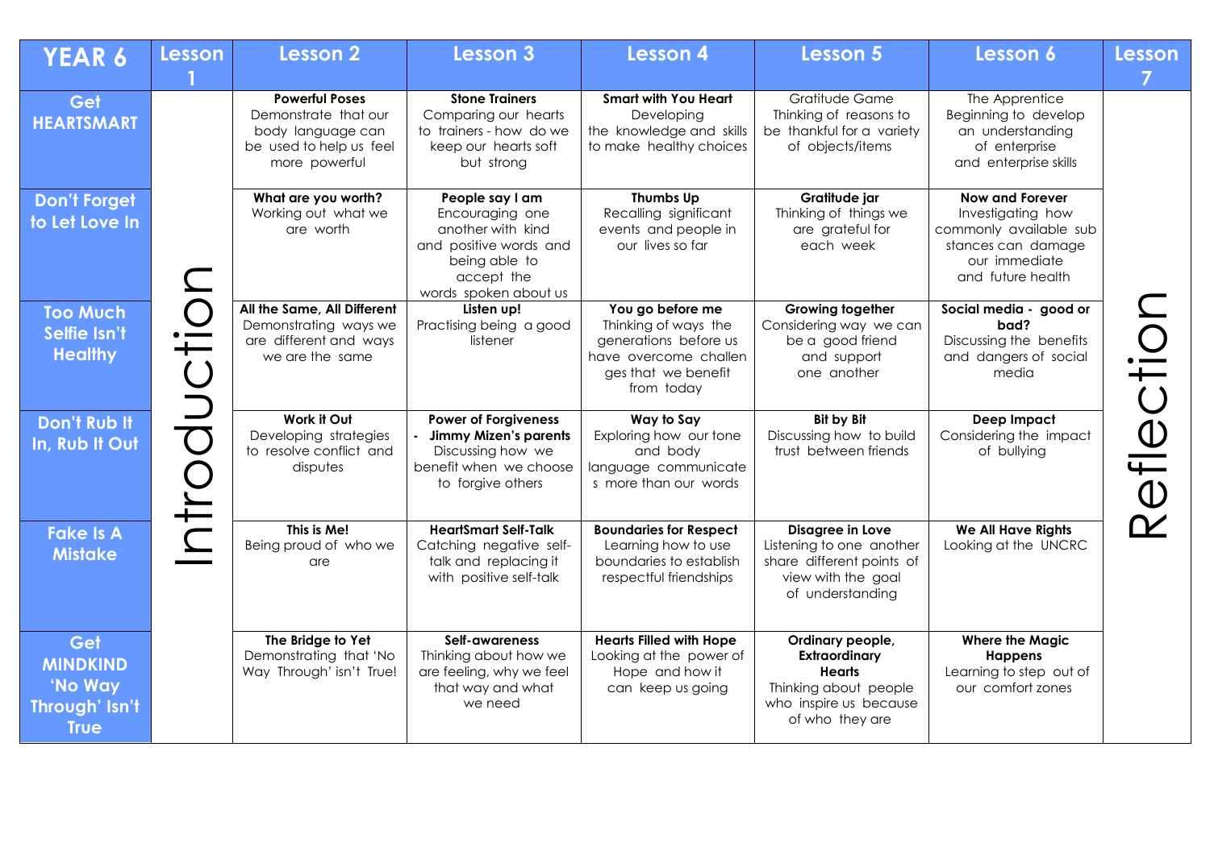| YEAR 6 | Lesson 1 | Lesson 2 | Lesson 3 | Lesson 4 | Lesson 5 | Lesson 6 | Lesson 7 |
|---|---|---|---|---|---|---|---|
| **Get HEARTSMART** | Introduction | **Powerful Poses** Demonstrate that our body language can be used to help us feel more powerful | **Stone Trainers** Comparing our hearts to trainers - how do we keep our hearts soft but strong | **Smart with You Heart** Developing the knowledge and skills to make healthy choices | Gratitude Game Thinking of reasons to be thankful for a variety of objects/items | The Apprentice Beginning to develop an understanding of enterprise and enterprise skills | Reflection |
| **Don't Forget to Let Love In** | | **What are you worth?** Working out what we are worth | **People say I am** Encouraging one another with kind and positive words and being able to accept the words spoken about us | **Thumbs Up** Recalling significant events and people in our lives so far | **Gratitude jar** Thinking of things we are grateful for each week | **Now and Forever** Investigating how commonly available sub stances can damage our immediate and future health | |
| **Too Much Selfie Isn't Healthy** | | **All the Same, All Different** Demonstrating ways we are different and ways we are the same | **Listen up!** Practising being a good listener | **You go before me** Thinking of ways the generations before us have overcome challen ges that we benefit from today | **Growing together** Considering way we can be a good friend and support one another | **Social media - good or bad?** Discussing the benefits and dangers of social media | |
| **Don't Rub It In, Rub It Out** | | **Work it Out** Developing strategies to resolve conflict and disputes | **Power of Forgiveness - Jimmy Mizen's parents** Discussing how we benefit when we choose to forgive others | **Way to Say** Exploring how our tone and body language communicate s more than our words | **Bit by Bit** Discussing how to build trust between friends | **Deep Impact** Considering the impact of bullying | |
| **Fake Is A Mistake** | | **This is Me!** Being proud of who we are | **HeartSmart Self-Talk** Catching negative self-talk and replacing it with positive self-talk | **Boundaries for Respect** Learning how to use boundaries to establish respectful friendships | **Disagree in Love** Listening to one another share different points of view with the goal of understanding | **We All Have Rights** Looking at the UNCRC | |
| **Get MINDKIND 'No Way Through' Isn't True** | | **The Bridge to Yet** Demonstrating that 'No Way Through' isn't True! | **Self-awareness** Thinking about how we are feeling, why we feel that way and what we need | **Hearts Filled with Hope** Looking at the power of Hope and how it can keep us going | **Ordinary people, Extraordinary Hearts** Thinking about people who inspire us because of who they are | **Where the Magic Happens** Learning to step out of our comfort zones | |